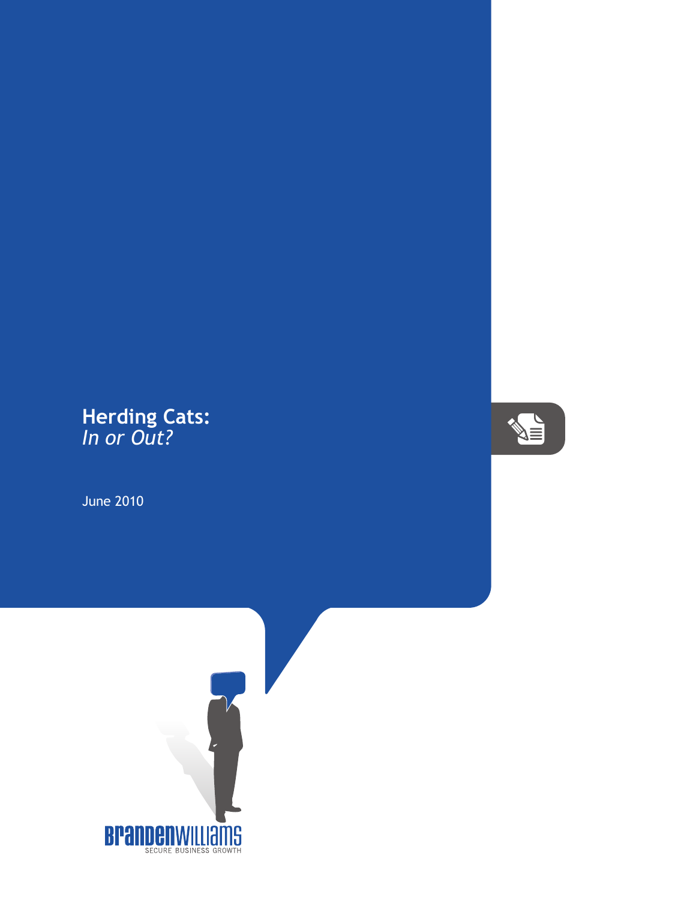# Herding Cats:
*In or Out?*

June 2010

BRANDENWILLIAMS
SECURE BUSINESS GROWTH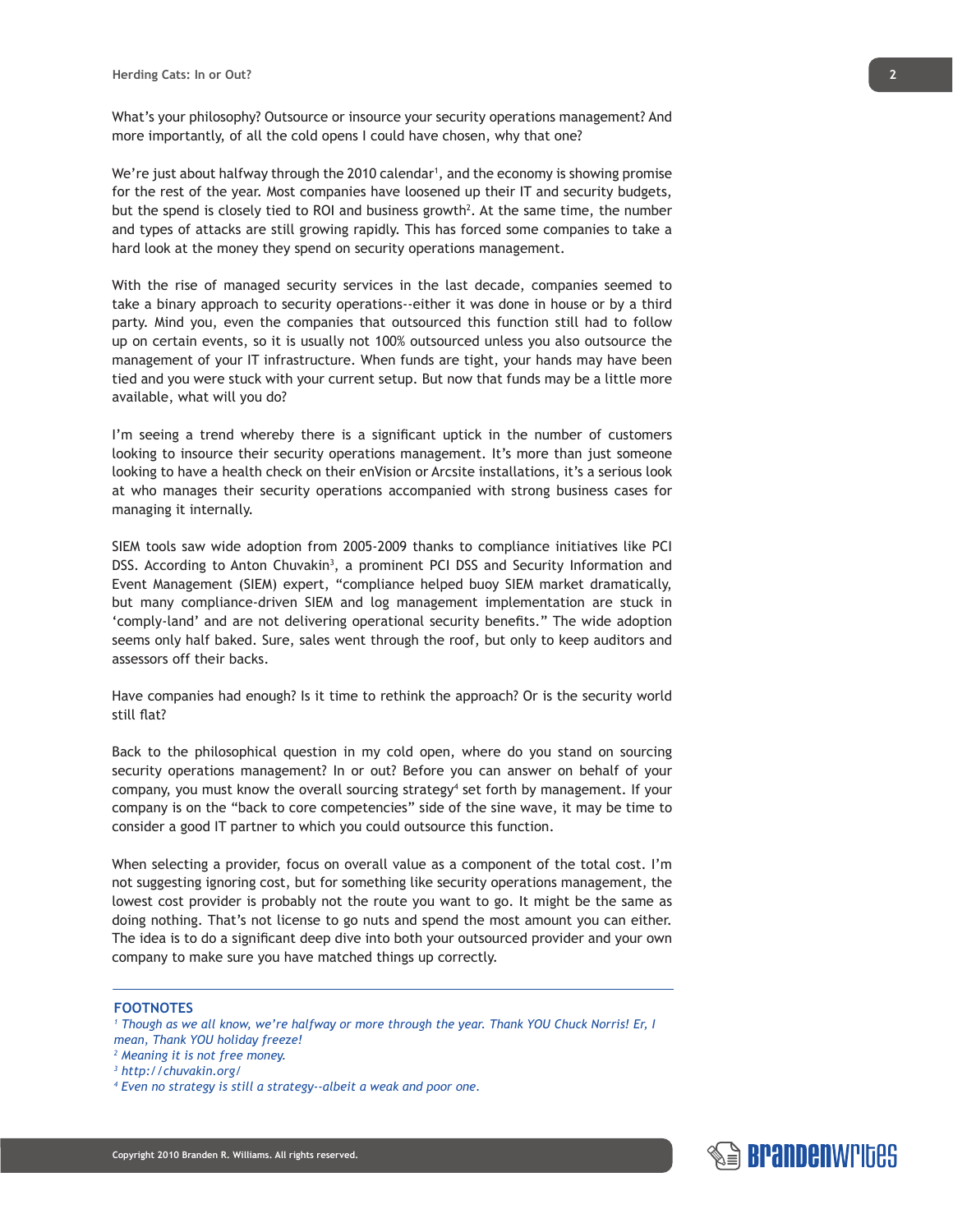What's your philosophy? Outsource or insource your security operations management? And more importantly, of all the cold opens I could have chosen, why that one?

We're just about halfway through the 2010 calendar[1], and the economy is showing promise for the rest of the year. Most companies have loosened up their IT and security budgets, but the spend is closely tied to ROI and business growth[2]. At the same time, the number and types of attacks are still growing rapidly. This has forced some companies to take a hard look at the money they spend on security operations management.

With the rise of managed security services in the last decade, companies seemed to take a binary approach to security operations--either it was done in house or by a third party. Mind you, even the companies that outsourced this function still had to follow up on certain events, so it is usually not 100% outsourced unless you also outsource the management of your IT infrastructure. When funds are tight, your hands may have been tied and you were stuck with your current setup. But now that funds may be a little more available, what will you do?

I'm seeing a trend whereby there is a significant uptick in the number of customers looking to insource their security operations management. It's more than just someone looking to have a health check on their enVision or Arcsite installations, it's a serious look at who manages their security operations accompanied with strong business cases for managing it internally.

SIEM tools saw wide adoption from 2005-2009 thanks to compliance initiatives like PCI DSS. According to Anton Chuvakin[3], a prominent PCI DSS and Security Information and Event Management (SIEM) expert, "compliance helped buoy SIEM market dramatically, but many compliance-driven SIEM and log management implementation are stuck in 'comply-land' and are not delivering operational security benefits." The wide adoption seems only half baked. Sure, sales went through the roof, but only to keep auditors and assessors off their backs.

Have companies had enough? Is it time to rethink the approach? Or is the security world still flat?

Back to the philosophical question in my cold open, where do you stand on sourcing security operations management? In or out? Before you can answer on behalf of your company, you must know the overall sourcing strategy[4] set forth by management. If your company is on the "back to core competencies" side of the sine wave, it may be time to consider a good IT partner to which you could outsource this function.

When selecting a provider, focus on overall value as a component of the total cost. I'm not suggesting ignoring cost, but for something like security operations management, the lowest cost provider is probably not the route you want to go. It might be the same as doing nothing. That's not license to go nuts and spend the most amount you can either. The idea is to do a significant deep dive into both your outsourced provider and your own company to make sure you have matched things up correctly.

---

**FOOTNOTES**

[1] *Though as we all know, we're halfway or more through the year. Thank YOU Chuck Norris! Er, I mean, Thank YOU holiday freeze!*

[2] *Meaning it is not free money.*

[3] *http://chuvakin.org/*

[4] *Even no strategy is still a strategy--albeit a weak and poor one.*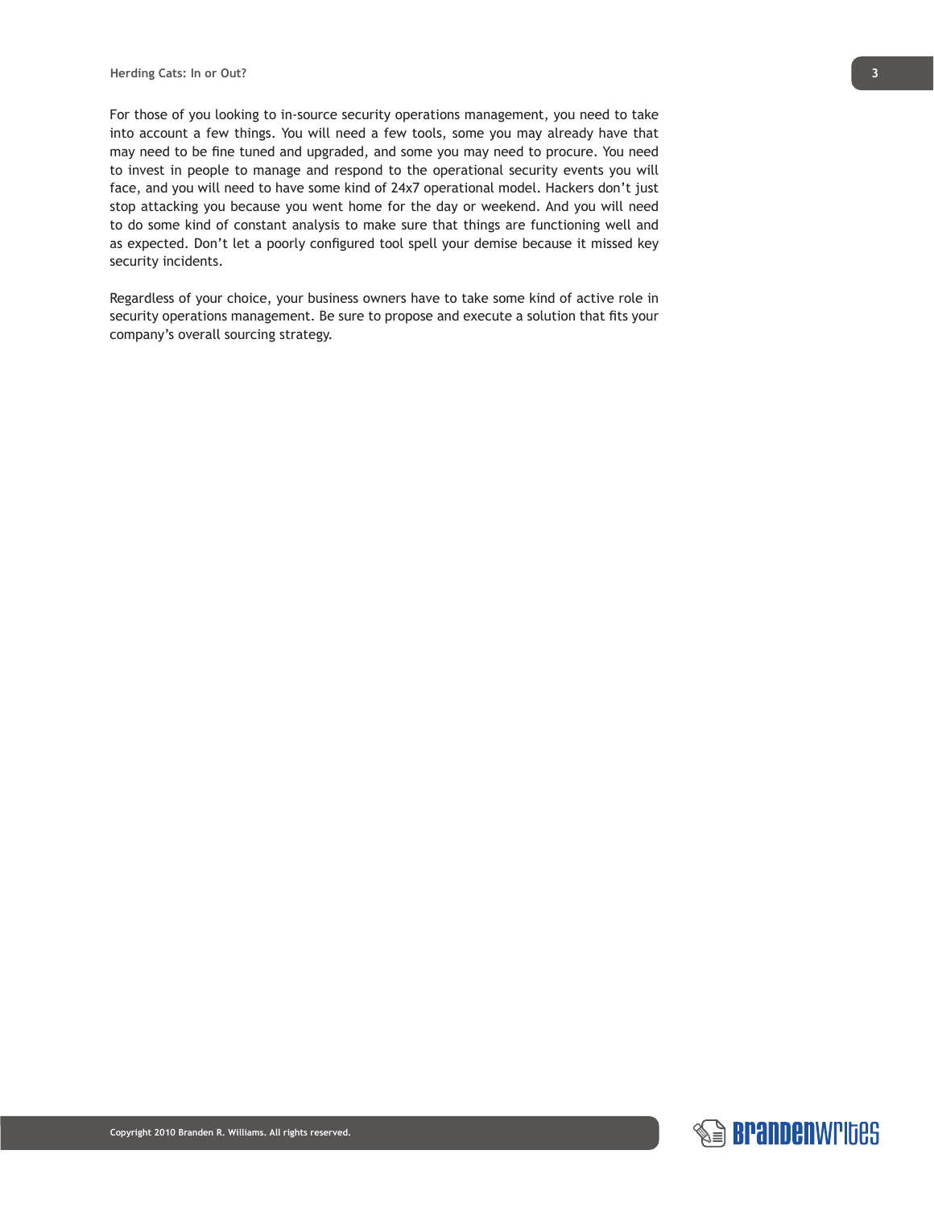For those of you looking to in-source security operations management, you need to take into account a few things. You will need a few tools, some you may already have that may need to be fine tuned and upgraded, and some you may need to procure. You need to invest in people to manage and respond to the operational security events you will face, and you will need to have some kind of 24x7 operational model. Hackers don't just stop attacking you because you went home for the day or weekend. And you will need to do some kind of constant analysis to make sure that things are functioning well and as expected. Don't let a poorly configured tool spell your demise because it missed key security incidents.

Regardless of your choice, your business owners have to take some kind of active role in security operations management. Be sure to propose and execute a solution that fits your company's overall sourcing strategy.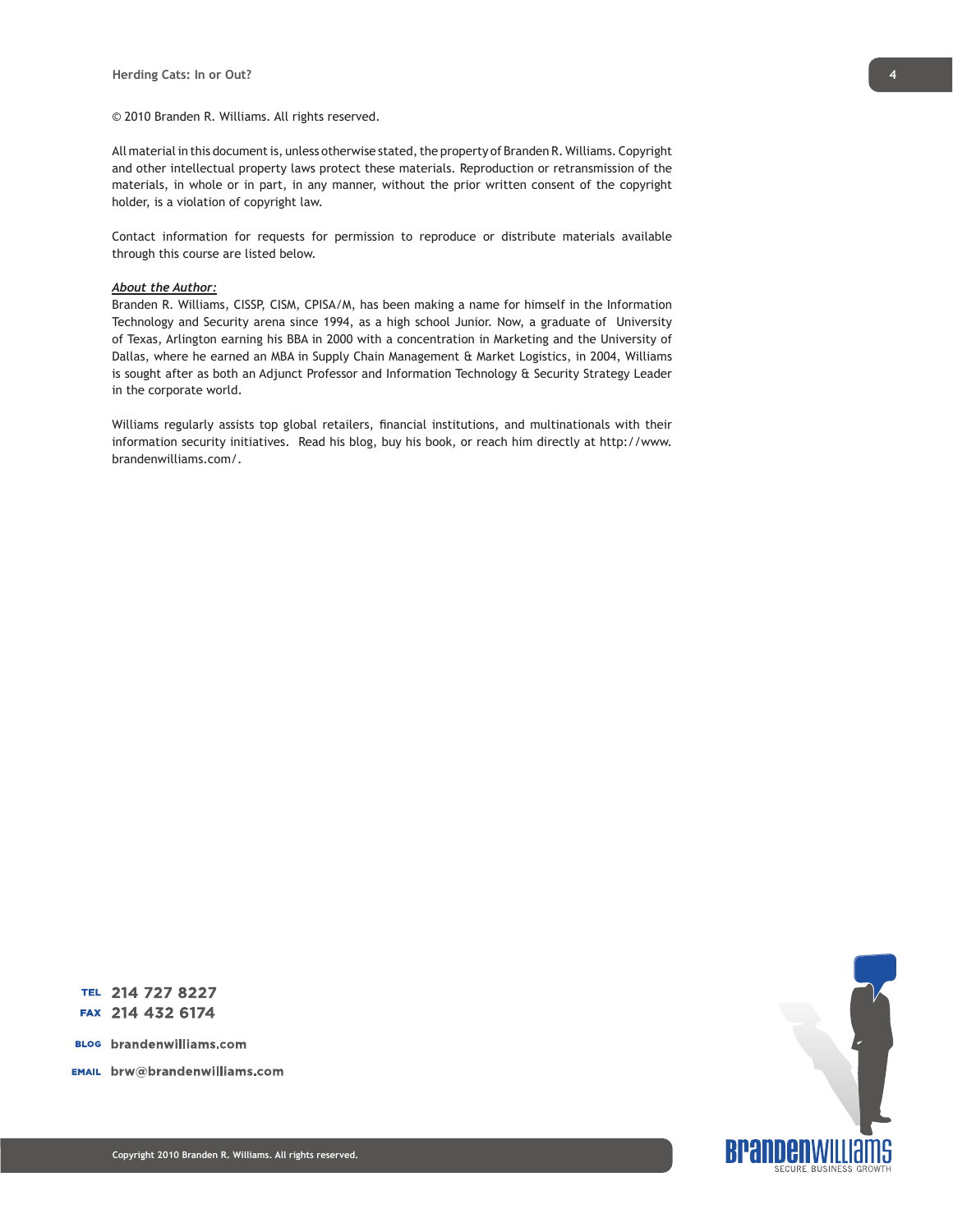© 2010 Branden R. Williams. All rights reserved.

All material in this document is, unless otherwise stated, the property of Branden R. Williams. Copyright and other intellectual property laws protect these materials. Reproduction or retransmission of the materials, in whole or in part, in any manner, without the prior written consent of the copyright holder, is a violation of copyright law.

Contact information for requests for permission to reproduce or distribute materials available through this course are listed below.

***About the Author:***

Branden R. Williams, CISSP, CISM, CPISA/M, has been making a name for himself in the Information Technology and Security arena since 1994, as a high school Junior. Now, a graduate of University of Texas, Arlington earning his BBA in 2000 with a concentration in Marketing and the University of Dallas, where he earned an MBA in Supply Chain Management & Market Logistics, in 2004, Williams is sought after as both an Adjunct Professor and Information Technology & Security Strategy Leader in the corporate world.

Williams regularly assists top global retailers, financial institutions, and multinationals with their information security initiatives. Read his blog, buy his book, or reach him directly at http://www.brandenwilliams.com/.

**TEL** 214 727 8227
**FAX** 214 432 6174

**BLOG** brandenwilliams.com

**EMAIL** brw@brandenwilliams.com

BrandenWilliams
SECURE BUSINESS GROWTH